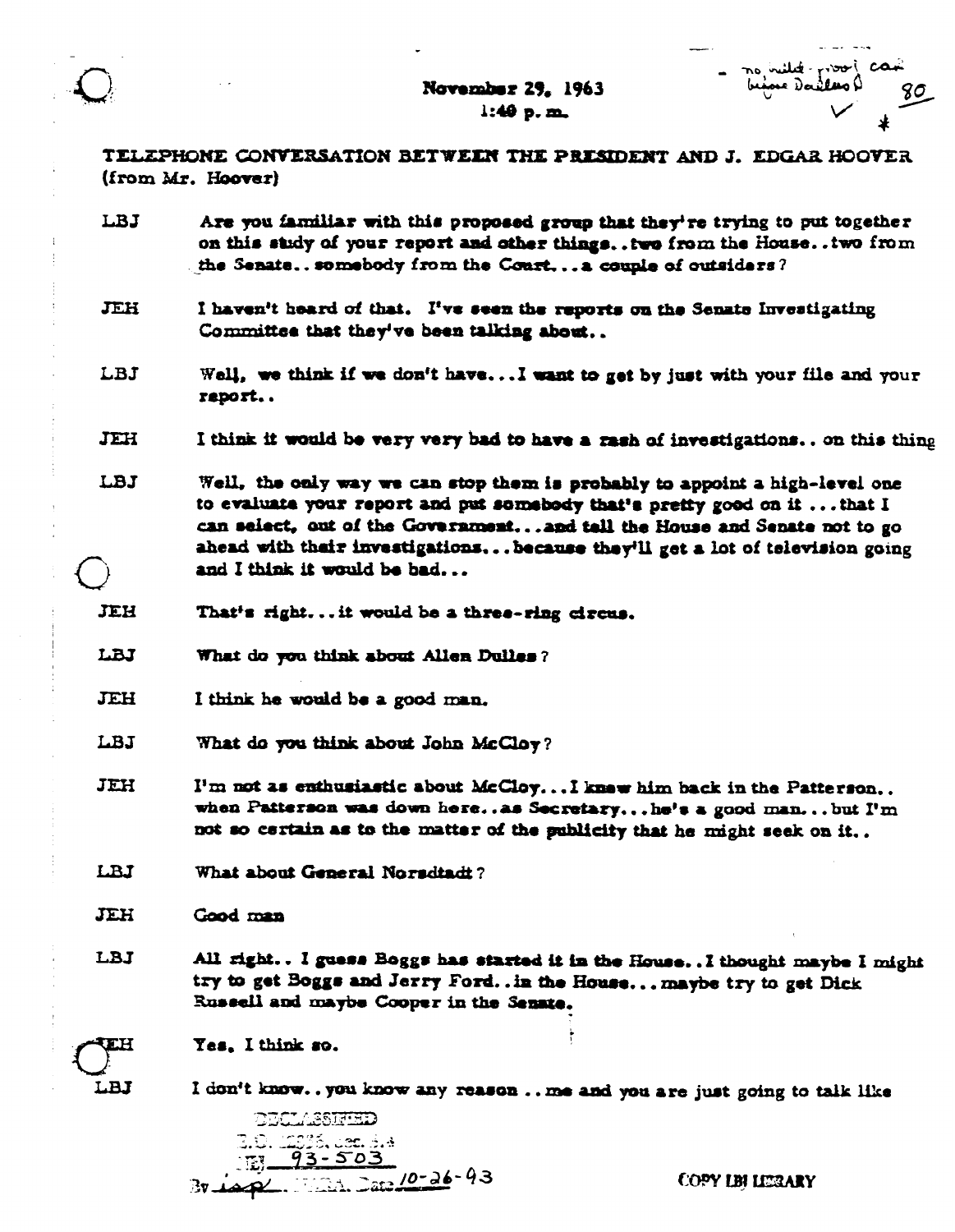November 29, 1963
1:40 p.m.

- no ~~wild~~-proof can before Dulles ✓ 80 *

TELEPHONE CONVERSATION BETWEEN THE PRESIDENT AND J. EDGAR HOOVER (from Mr. Hoover)

**LBJ** Are you familiar with this proposed group that they're trying to put together on this study of your report and other things..two from the House..two from the Senate..somebody from the Court...a couple of outsiders?

**JEH** I haven't heard of that. I've seen the reports on the Senate Investigating Committee that they've been talking about..

**LBJ** Well, we think if we don't have...I want to get by just with your file and your report..

**JEH** I think it would be very very bad to have a rash of investigations.. on this thing

**LBJ** Well, the only way we can stop them is probably to appoint a high-level one to evaluate your report and put somebody that's pretty good on it ...that I can select, out of the Government...and tell the House and Senate not to go ahead with their investigations...because they'll get a lot of television going and I think it would be bad...

**JEH** That's right...it would be a three-ring circus.

**LBJ** What do you think about Allen Dulles?

**JEH** I think he would be a good man.

**LBJ** What do you think about John McCloy?

**JEH** I'm not as enthusiastic about McCloy...I knew him back in the Patterson.. when Patterson was down here..as Secretary...he's a good man...but I'm not so certain as to the matter of the publicity that he might seek on it..

**LBJ** What about General Norsdtadt?

**JEH** Good man

**LBJ** All right.. I guess Boggs has started it in the House..I thought maybe I might try to get Boggs and Jerry Ford..in the House...maybe try to get Dick Russell and maybe Cooper in the Senate.

**JEH** Yes, I think so.

**LBJ** I don't know..you know any reason ..me and you are just going to talk like

DECLASSIFIED
E.O. 12356, Sec. 3.4
NLJ 93-503
By [illegible] NARA, Date 10-26-93

COPY LBJ LIBRARY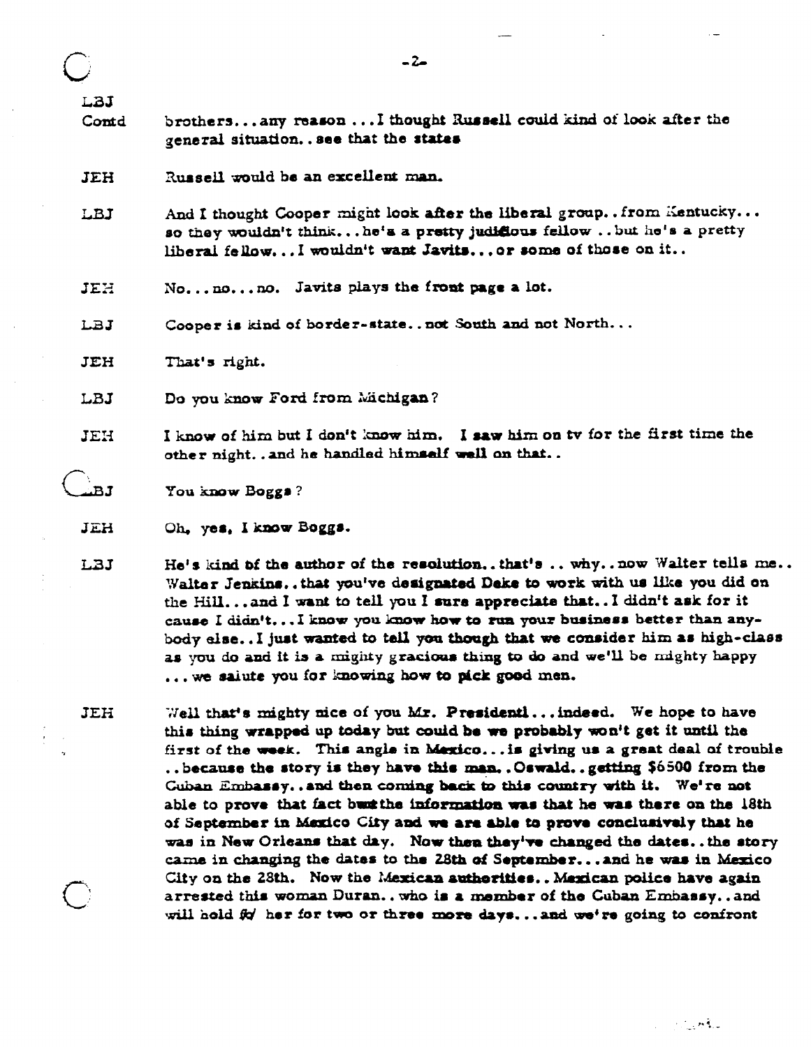LBJ Contd — brothers...any reason ...I thought Russell could kind of look after the general situation..see that the states

JEH — Russell would be an excellent man.

LBJ — And I thought Cooper might look after the liberal group..from Kentucky... so they wouldn't think...he's a pretty judicious fellow ..but he's a pretty liberal fellow...I wouldn't want Javits...or some of those on it..

JEH — No...no...no. Javits plays the front page a lot.

LBJ — Cooper is kind of border-state..not South and not North...

JEH — That's right.

LBJ — Do you know Ford from Michigan?

JEH — I know of him but I don't know him. I saw him on tv for the first time the other night..and he handled himself well on that..

LBJ — You know Boggs?

JEH — Oh, yes, I know Boggs.

LBJ — He's kind of the author of the resolution..that's .. why..now Walter tells me.. Walter Jenkins..that you've designated Deke to work with us like you did on the Hill...and I want to tell you I sure appreciate that..I didn't ask for it cause I didn't...I know you know how to run your business better than anybody else..I just wanted to tell you though that we consider him as high-class as you do and it is a mighty gracious thing to do and we'll be mighty happy ...we salute you for knowing how to pick good men.

JEH — Well that's mighty nice of you Mr. President!...indeed. We hope to have this thing wrapped up today but could be we probably won't get it until the first of the week. This angle in Mexico...is giving us a great deal of trouble ..because the story is they have this man..Oswald..getting $6500 from the Cuban Embassy..and then coming back to this country with it. We're not able to prove that fact but the information was that he was there on the 18th of September in Mexico City and we are able to prove conclusively that he was in New Orleans that day. Now then they've changed the dates..the story came in changing the dates to the 28th of September...and he was in Mexico City on the 28th. Now the Mexican authorities..Mexican police have again arrested this woman Duran..who is a member of the Cuban Embassy..and will hold ~~fo~~ her for two or three more days...and we're going to confront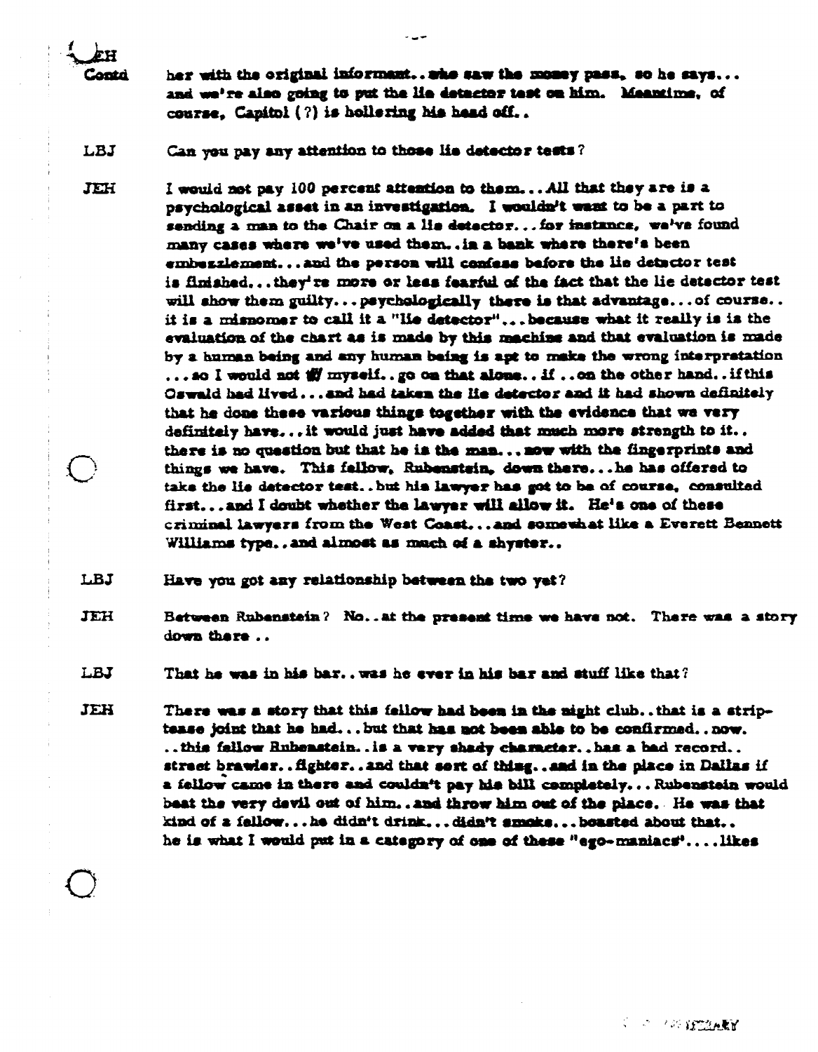JEH Contd her with the original informant.. she saw the money pass, so he says... and we're also going to put the lie detector test on him. Meantime, of course, Capitol (?) is hollering his head off..

LBJ Can you pay any attention to those lie detector tests?

JEH I would not pay 100 percent attention to them... All that they are is a psychological asset in an investigation. I wouldn't want to be a part to sending a man to the Chair on a lie detector... for instance, we've found many cases where we've used them.. in a bank where there's been embezzlement... and the person will confess before the lie detector test is finished... they're more or less fearful of the fact that the lie detector test will show them guilty... psychologically there is that advantage... of course.. it is a misnomer to call it a "lie detector"... because what it really is is the evaluation of the chart as is made by this machine and that evaluation is made by a human being and any human being is apt to make the wrong interpretation ... so I would not ~~w~~ myself.. go on that alone.. if .. on the other hand.. if this Oswald had lived... and had taken the lie detector and it had shown definitely that he done these various things together with the evidence that we very definitely have... it would just have added that much more strength to it.. there is no question but that he is the man... now with the fingerprints and things we have. This fellow, Rubenstein, down there... he has offered to take the lie detector test.. but his lawyer has got to be of course, consulted first... and I doubt whether the lawyer will allow it. He's one of these criminal lawyers from the West Coast... and somewhat like a Everett Bennett Williams type.. and almost as much of a shyster..

LBJ Have you got any relationship between the two yet?

JEH Between Rubenstein? No.. at the present time we have not. There was a story down there ..

LBJ That he was in his bar.. was he ever in his bar and stuff like that?

JEH There was a story that this fellow had been in the night club.. that is a strip-tease joint that he had... but that has not been able to be confirmed.. now. .. this fellow Rubenstein.. is a very shady character.. has a bad record.. street brawler.. fighter.. and that sort of thing.. and in the place in Dallas if a fellow came in there and couldn't pay his bill completely... Rubenstein would beat the very devil out of him.. and throw him out of the place. He was that kind of a fellow... he didn't drink... didn't smoke... boasted about that.. he is what I would put in a category of one of these "ego-maniacs".... likes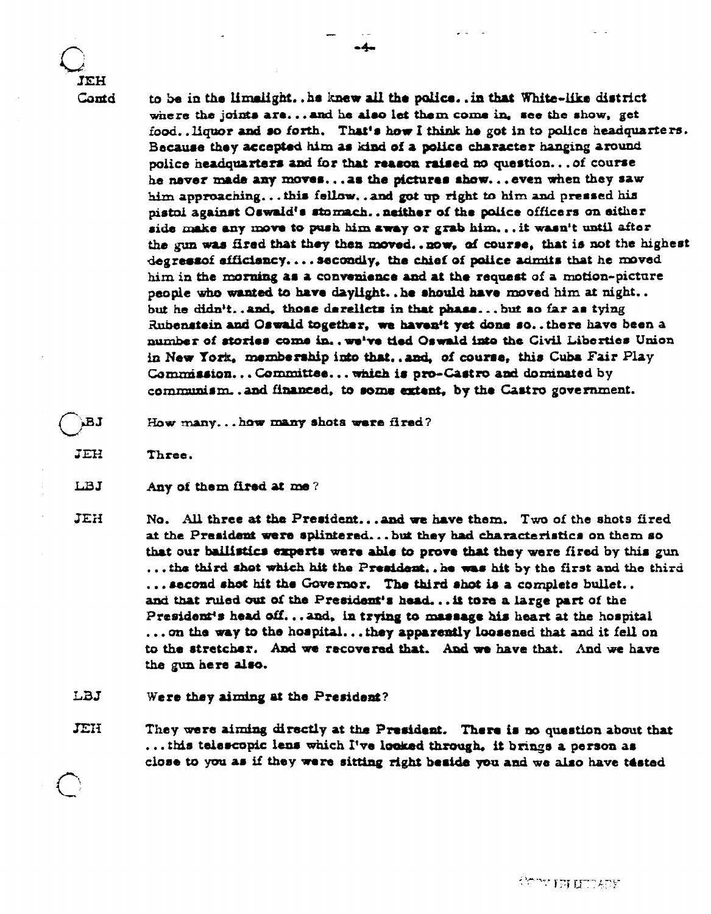JEH Contd

to be in the limelight. . he knew all the police. . in that White-like district where the joints are. . . and he also let them come in, see the show, get food. . liquor and so forth. That's how I think he got in to police headquarters. Because they accepted him as kind of a police character hanging around police headquarters and for that reason raised no question. . . of course he never made any moves. . . as the pictures show. . . even when they saw him approaching. . . this fellow. . and got up right to him and pressed his pistol against Oswald's stomach. . neither of the police officers on either side make any move to push him away or grab him. . . it wasn't until after the gun was fired that they then moved. . now, of course, that is not the highest degreesof efficiency. . . . secondly, the chief of police admits that he moved him in the morning as a convenience and at the request of a motion-picture people who wanted to have daylight. . he should have moved him at night. . but he didn't. . and, those derelicts in that phase. . . but so far as tying Rubenstein and Oswald together, we haven't yet done so. . there have been a number of stories come in. . we've tied Oswald into the Civil Liberties Union in New York, membership into that. . and, of course, this Cuba Fair Play Commission. . . Committee. . . which is pro-Castro and dominated by communism. . and financed, to some extent, by the Castro government.

LBJ How many. . . how many shots were fired?

JEH Three.

LBJ Any of them fired at me?

JEH No. All three at the President. . . and we have them. Two of the shots fired at the President were splintered. . . but they had characteristics on them so that our ballistics experts were able to prove that they were fired by this gun . . . the third shot which hit the President. . he was hit by the first and the third . . . second shot hit the Governor. The third shot is a complete bullet. . and that ruled out of the President's head. . . it tore a large part of the President's head off. . . and, in trying to massage his heart at the hospital . . . on the way to the hospital. . . they apparently loosened that and it fell on to the stretcher. And we recovered that. And we have that. And we have the gun here also.

LBJ Were they aiming at the President?

JEH They were aiming directly at the President. There is no question about that . . . this telescopic lens which I've looked through, it brings a person as close to you as if they were sitting right beside you and we also have tested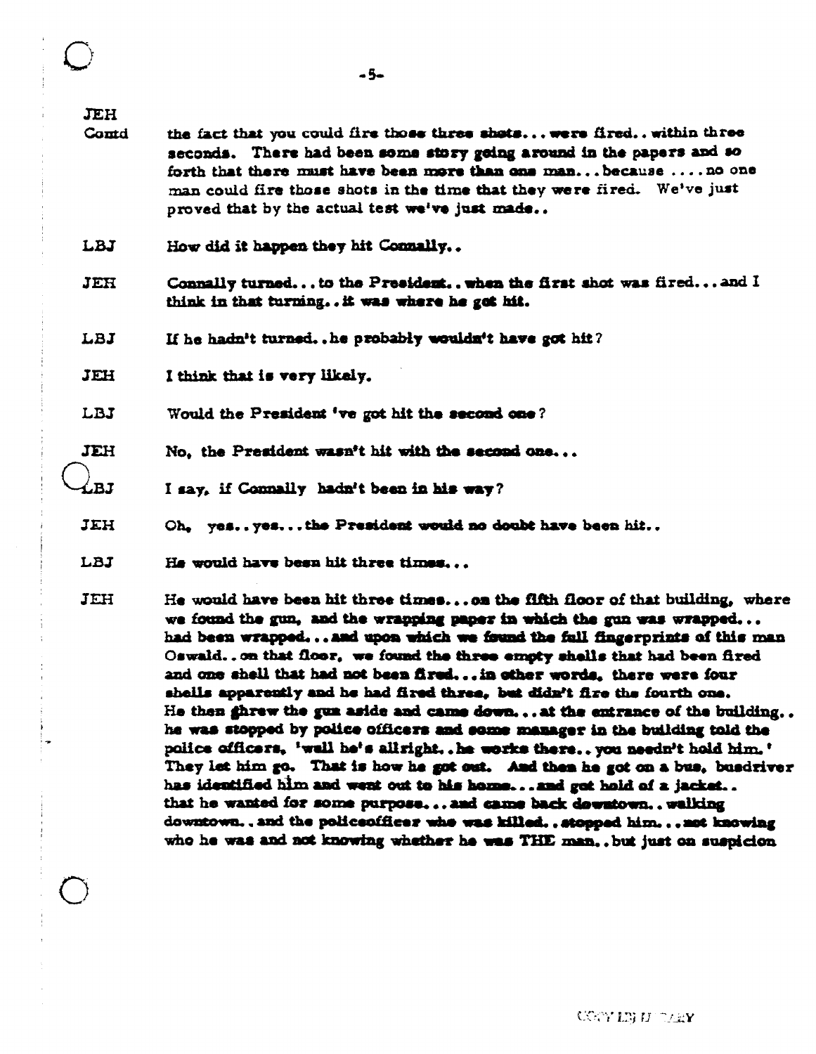JEH Contd the fact that you could fire those three shots... were fired.. within three seconds. There had been some story going around in the papers and so forth that there must have been more than one man... because .... no one man could fire those shots in the time that they were fired. We've just proved that by the actual test we've just made..

LBJ How did it happen they hit Connally..

JEH Connally turned... to the President.. when the first shot was fired... and I think in that turning.. it was where he got hit.

LBJ If he hadn't turned.. he probably wouldn't have got hit?

JEH I think that is very likely.

LBJ Would the President 've got hit the second one?

JEH No, the President wasn't hit with the second one...

LBJ I say, if Connally hadn't been in his way?

JEH Oh, yes.. yes... the President would no doubt have been hit..

LBJ He would have been hit three times...

JEH He would have been hit three times... on the fifth floor of that building, where we found the gun, and the wrapping paper in which the gun was wrapped... had been wrapped... and upon which we found the full fingerprints of this man Oswald.. on that floor, we found the three empty shells that had been fired and one shell that had not been fired... in other words, there were four shells apparently and he had fired three, but didn't fire the fourth one. He then threw the gun aside and came down... at the entrance of the building.. he was stopped by police officers and some manager in the building told the police officers, 'well he's allright.. he works there.. you needn't hold him.' They let him go. That is how he got out. And then he got on a bus, busdriver has identified him and went out to his home... and got hold of a jacket.. that he wanted for some purpose... and came back downtown.. walking downtown.. and the policeofficer who was killed.. stopped him... not knowing who he was and not knowing whether he was THE man.. but just on suspicion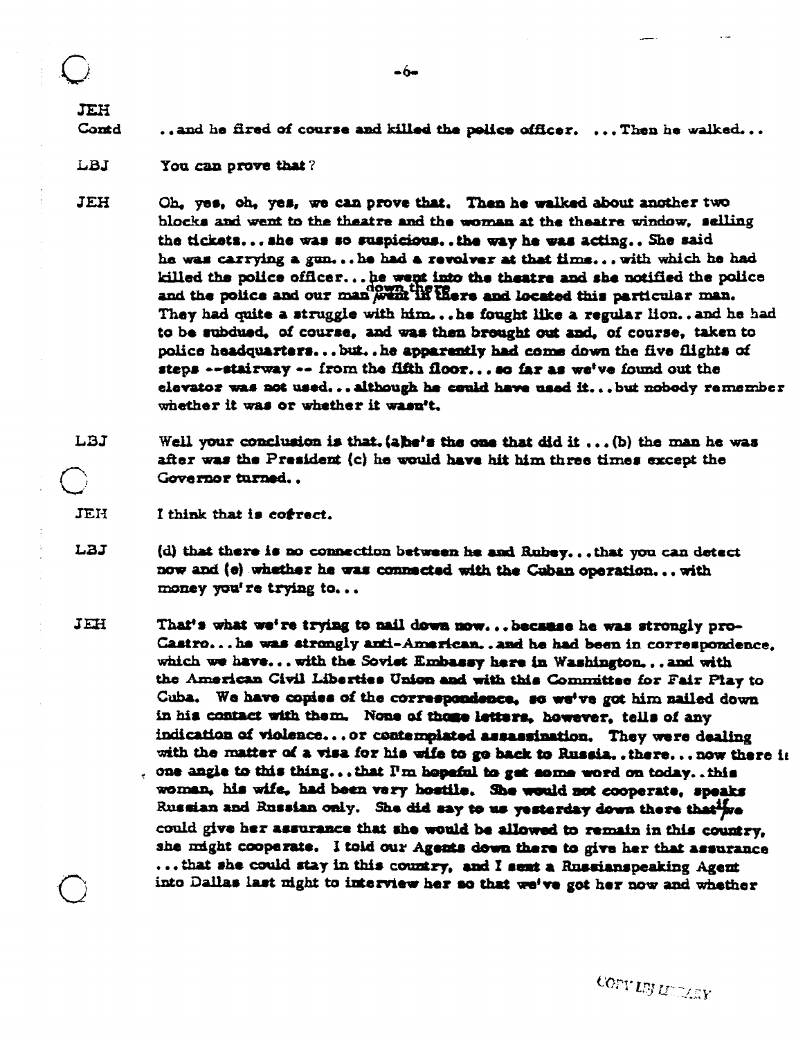JEH
Contd ..and he fired of course and killed the police officer. ...Then he walked...

LBJ You can prove that?

JEH Oh, yes, oh, yes, we can prove that. Then he walked about another two blocks and went to the theatre and the woman at the theatre window, selling the tickets...she was so suspicious..the way he was acting.. She said he was carrying a gun...he had a revolver at that time...with which he had killed the police officer...he went into the theatre and she notified the police and the police and our man went down there and located this particular man. They had quite a struggle with him...he fought like a regular lion..and he had to be subdued, of course, and was then brought out and, of course, taken to police headquarters...but..he apparently had come down the five flights of steps --stairway -- from the fifth floor...so far as we've found out the elevator was not used...although he could have used it...but nobody remember whether it was or whether it wasn't.

LBJ Well your conclusion is that.(a)he's the one that did it ...(b) the man he was after was the President (c) he would have hit him three times except the Governor turned..

JEH I think that is correct.

LBJ (d) that there is no connection between he and Rubey...that you can detect now and (e) whether he was connected with the Cuban operation...with money you're trying to...

JEH That's what we're trying to nail down now...because he was strongly pro-Castro...he was strongly anti-American..and he had been in correspondence, which we have...with the Soviet Embassy here in Washington...and with the American Civil Liberties Union and with this Committee for Fair Play to Cuba. We have copies of the correspondence, so we've got him nailed down in his contact with them. None of those letters, however, tells of any indication of violence...or contemplated assassination. They were dealing with the matter of a visa for his wife to go back to Russia..there...now there is one angle to this thing...that I'm hopeful to get some word on today..this woman, his wife, had been very hostile. She would not cooperate, speaks Russian and Russian only. She did say to us yesterday down there that if we could give her assurance that she would be allowed to remain in this country, she might cooperate. I told our Agents down there to give her that assurance ...that she could stay in this country, and I sent a Russianspeaking Agent into Dallas last night to interview her so that we've got her now and whether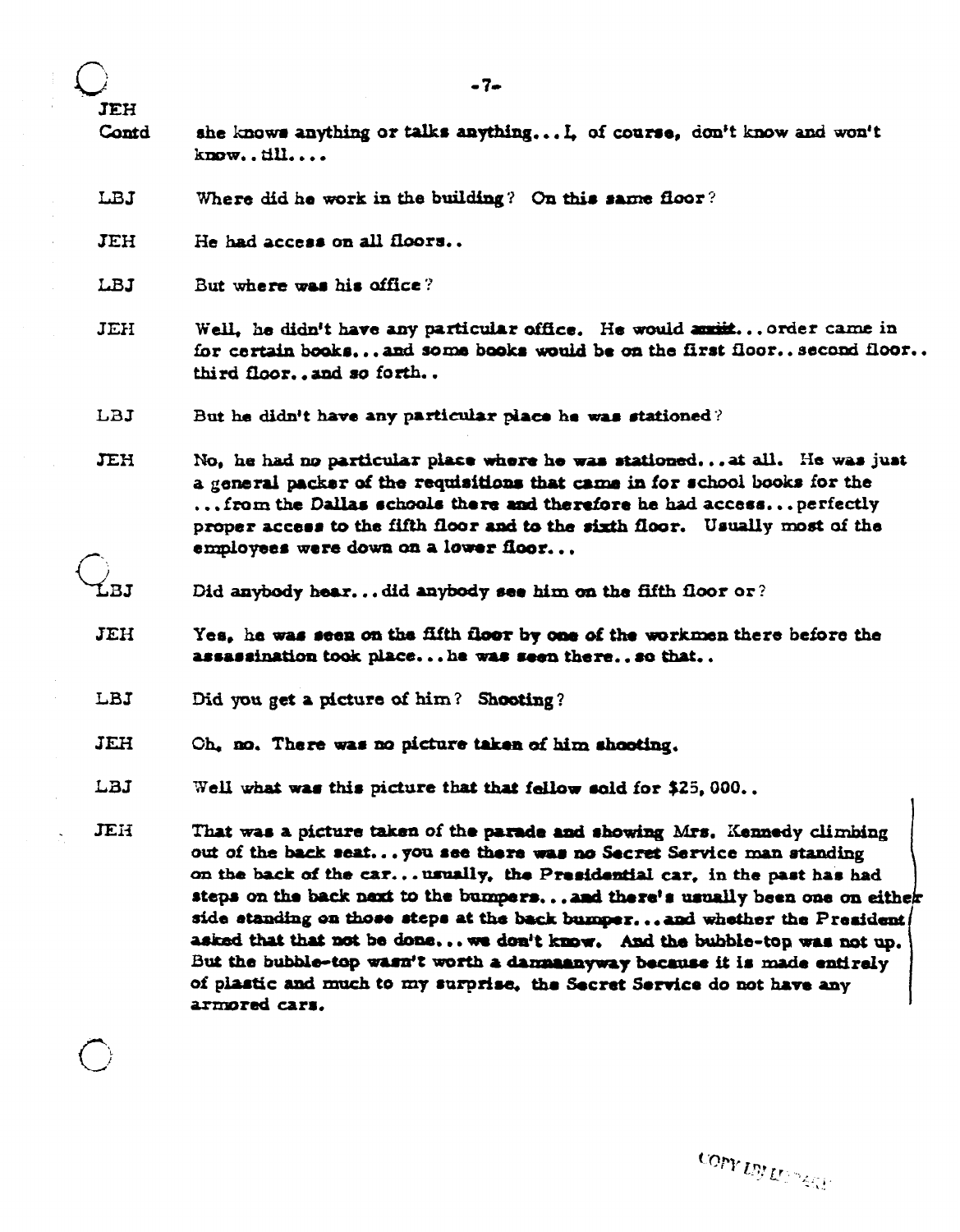JEH Contd she knows anything or talks anything... I, of course, don't know and won't know.. till....

LBJ Where did he work in the building? On this same floor?

JEH He had access on all floors..

LBJ But where was his office?

JEH Well, he didn't have any particular office. He would ~~assist~~... order came in for certain books... and some books would be on the first floor.. second floor.. third floor.. and so forth..

LBJ But he didn't have any particular place he was stationed?

JEH No, he had no particular place where he was stationed... at all. He was just a general packer of the requisitions that came in for school books for the ...from the Dallas schools there and therefore he had access... perfectly proper access to the fifth floor and to the sixth floor. Usually most of the employees were down on a lower floor...

LBJ Did anybody hear... did anybody see him on the fifth floor or?

JEH Yes, he was seen on the fifth floor by one of the workmen there before the assassination took place... he was seen there.. so that..

LBJ Did you get a picture of him? Shooting?

JEH Oh, no. There was no picture taken of him shooting.

LBJ Well what was this picture that that fellow sold for $25,000..

JEH That was a picture taken of the parade and showing Mrs. Kennedy climbing out of the back seat... you see there was no Secret Service man standing on the back of the car... usually, the Presidential car, in the past has had steps on the back next to the bumpers... and there's usually been one on either side standing on those steps at the back bumper... and whether the President asked that that not be done... we don't know. And the bubble-top was not up. But the bubble-top wasn't worth a damnanyway because it is made entirely of plastic and much to my surprise, the Secret Service do not have any armored cars.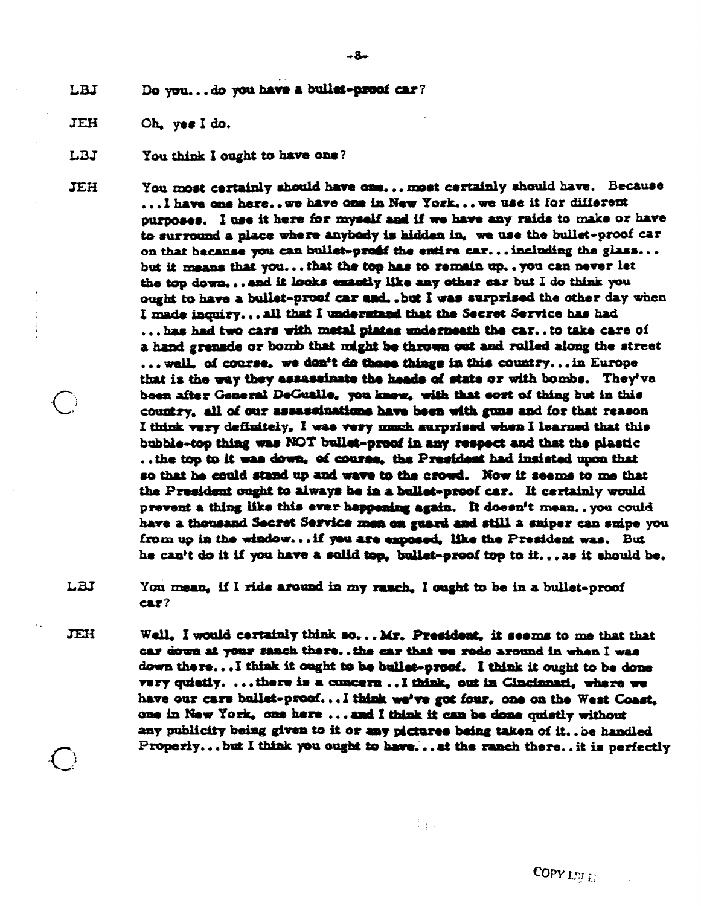LBJ Do you... do you have a bullet-proof car?

JEH Oh, yes I do.

LBJ You think I ought to have one?

JEH You most certainly should have one... most certainly should have. Because ... I have one here.. we have one in New York... we use it for different purposes. I use it here for myself and if we have any raids to make or have to surround a place where anybody is hidden in, we use the bullet-proof car on that because you can bullet-proof the entire car... including the glass... but it means that you... that the top has to remain up.. you can never let the top down... and it looks exactly like any other car but I do think you ought to have a bullet-proof car and.. but I was surprised the other day when I made inquiry... all that I understand that the Secret Service has had ... has had two cars with metal plates underneath the car.. to take care of a hand grenade or bomb that might be thrown out and rolled along the street ... well, of course, we don't do these things in this country... in Europe that is the way they assassinate the heads of state or with bombs. They've been after General DeGualle, you know, with that sort of thing but in this country, all of our assassinations have been with guns and for that reason I think very definitely, I was very much surprised when I learned that this bubble-top thing was NOT bullet-proof in any respect and that the plastic .. the top to it was down, of course, the President had insisted upon that so that he could stand up and wave to the crowd. Now it seems to me that the President ought to always be in a bullet-proof car. It certainly would prevent a thing like this ever happening again. It doesn't mean.. you could have a thousand Secret Service men on guard and still a sniper can snipe you from up in the window... if you are exposed, like the President was. But he can't do it if you have a solid top, bullet-proof top to it... as it should be.

LBJ You mean, if I ride around in my ranch, I ought to be in a bullet-proof car?

JEH Well, I would certainly think so... Mr. President, it seems to me that that car down at your ranch there.. the car that we rode around in when I was down there... I think it ought to be bullet-proof. I think it ought to be done very quietly. ... there is a concern .. I think, out in Cincinnati, where we have our cars bullet-proof... I think we've got four, one on the West Coast, one in New York, one here ... and I think it can be done quietly without any publicity being given to it or any pictures being taken of it.. be handled Properly... but I think you ought to have... at the ranch there.. it is perfectly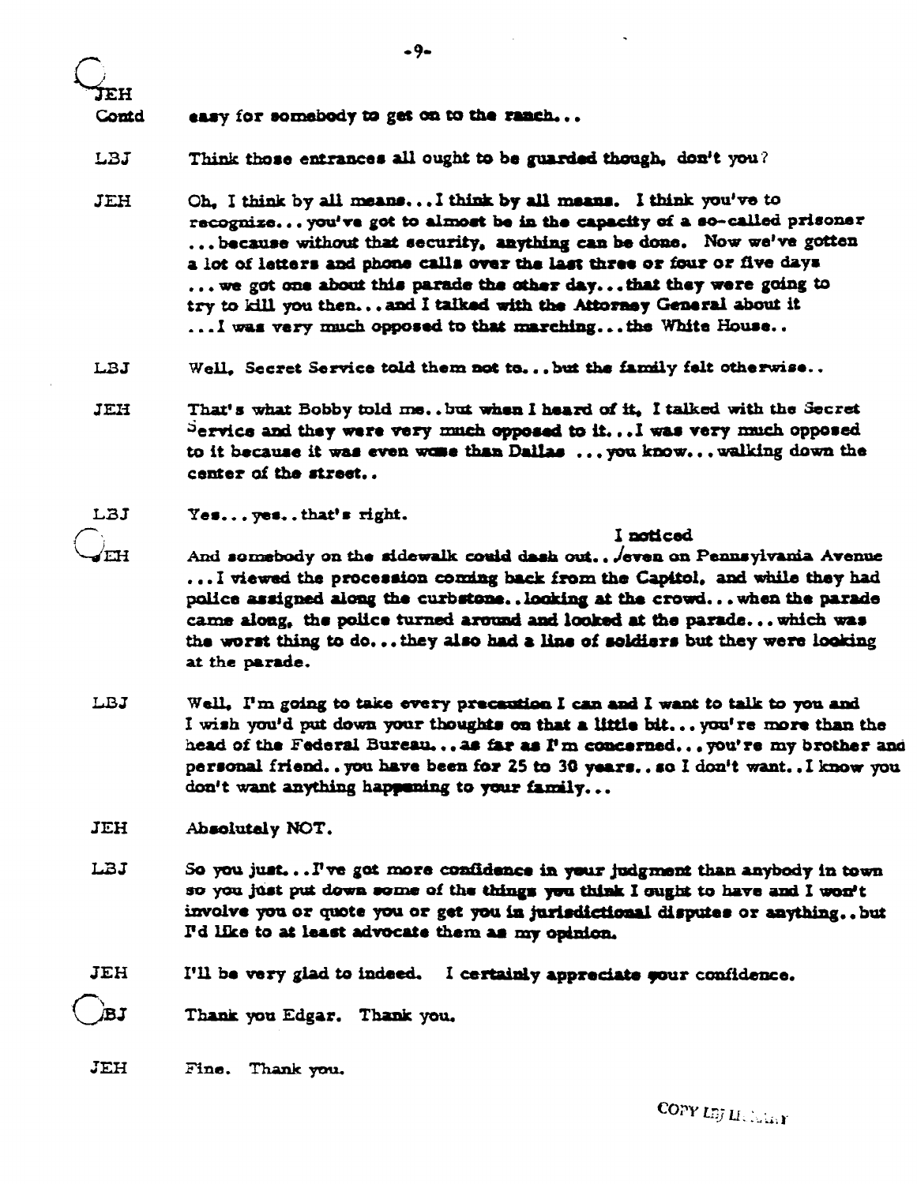JEH
Contd easy for somebody to get on to the ranch...

LBJ Think those entrances all ought to be guarded though, don't you?

JEH Oh, I think by all means...I think by all means. I think you've to recognize... you've got to almost be in the capacity of a so-called prisoner ... because without that security, anything can be done. Now we've gotten a lot of letters and phone calls over the last three or four or five days ... we got one about this parade the other day...that they were going to try to kill you then... and I talked with the Attorney General about it ...I was very much opposed to that marching...the White House..

LBJ Well, Secret Service told them not to...but the family felt otherwise..

JEH That's what Bobby told me..but when I heard of it, I talked with the Secret Service and they were very much opposed to it...I was very much opposed to it because it was even worse than Dallas ... you know... walking down the center of the street..

LBJ Yes... yes..that's right.

JEH And somebody on the sidewalk could dash out.. I noticed even on Pennsylvania Avenue ...I viewed the procession coming back from the Capitol, and while they had police assigned along the curbstone..looking at the crowd...when the parade came along, the police turned around and looked at the parade...which was the worst thing to do...they also had a line of soldiers but they were looking at the parade.

LBJ Well, I'm going to take every precaution I can and I want to talk to you and I wish you'd put down your thoughts on that a little bit... you're more than the head of the Federal Bureau...as far as I'm concerned...you're my brother and personal friend..you have been for 25 to 30 years..so I don't want..I know you don't want anything happening to your family...

JEH Absolutely NOT.

LBJ So you just...I've got more confidence in your judgment than anybody in town so you just put down some of the things you think I ought to have and I won't involve you or quote you or get you in jurisdictional disputes or anything..but I'd like to at least advocate them as my opinion.

JEH I'll be very glad to indeed. I certainly appreciate your confidence.

LBJ Thank you Edgar. Thank you.

JEH Fine. Thank you.

COPY LBJ LIBRARY